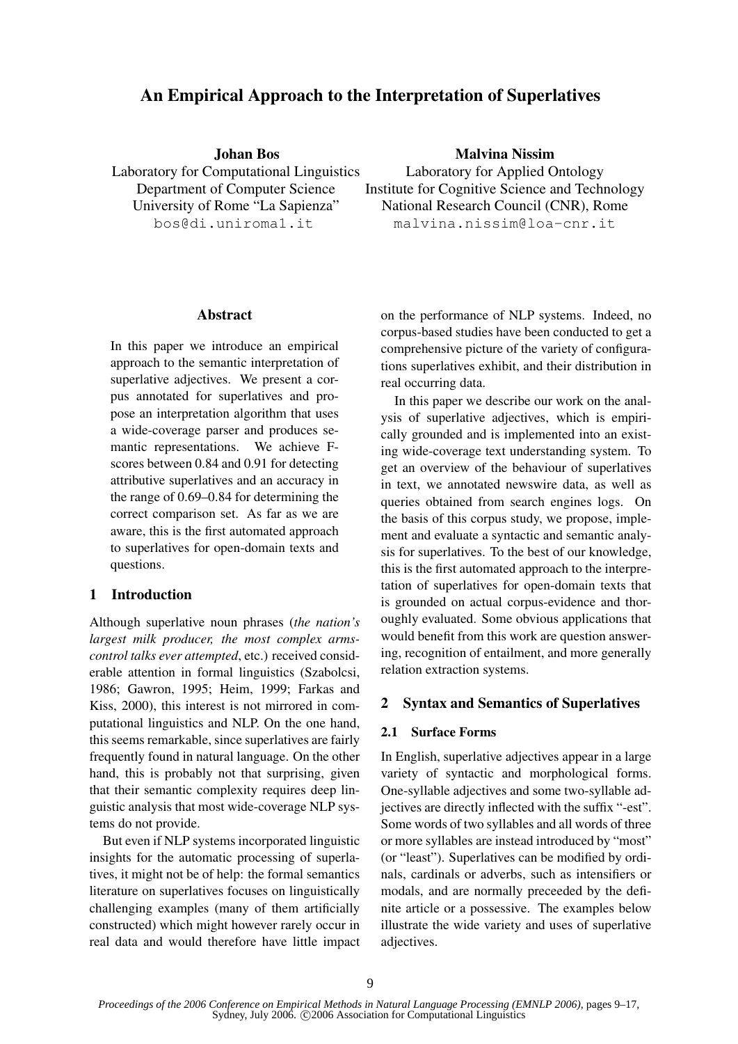# An Empirical Approach to the Interpretation of Superlatives

**Johan Bos**
Laboratory for Computational Linguistics
Department of Computer Science
University of Rome "La Sapienza"
bos@di.uniroma1.it

**Malvina Nissim**
Laboratory for Applied Ontology
Institute for Cognitive Science and Technology
National Research Council (CNR), Rome
malvina.nissim@loa-cnr.it

## Abstract

In this paper we introduce an empirical approach to the semantic interpretation of superlative adjectives. We present a corpus annotated for superlatives and propose an interpretation algorithm that uses a wide-coverage parser and produces semantic representations. We achieve F-scores between 0.84 and 0.91 for detecting attributive superlatives and an accuracy in the range of 0.69–0.84 for determining the correct comparison set. As far as we are aware, this is the first automated approach to superlatives for open-domain texts and questions.

## 1 Introduction

Although superlative noun phrases (*the nation's largest milk producer, the most complex arms-control talks ever attempted*, etc.) received considerable attention in formal linguistics (Szabolcsi, 1986; Gawron, 1995; Heim, 1999; Farkas and Kiss, 2000), this interest is not mirrored in computational linguistics and NLP. On the one hand, this seems remarkable, since superlatives are fairly frequently found in natural language. On the other hand, this is probably not that surprising, given that their semantic complexity requires deep linguistic analysis that most wide-coverage NLP systems do not provide.

But even if NLP systems incorporated linguistic insights for the automatic processing of superlatives, it might not be of help: the formal semantics literature on superlatives focuses on linguistically challenging examples (many of them artificially constructed) which might however rarely occur in real data and would therefore have little impact on the performance of NLP systems. Indeed, no corpus-based studies have been conducted to get a comprehensive picture of the variety of configurations superlatives exhibit, and their distribution in real occurring data.

In this paper we describe our work on the analysis of superlative adjectives, which is empirically grounded and is implemented into an existing wide-coverage text understanding system. To get an overview of the behaviour of superlatives in text, we annotated newswire data, as well as queries obtained from search engines logs. On the basis of this corpus study, we propose, implement and evaluate a syntactic and semantic analysis for superlatives. To the best of our knowledge, this is the first automated approach to the interpretation of superlatives for open-domain texts that is grounded on actual corpus-evidence and thoroughly evaluated. Some obvious applications that would benefit from this work are question answering, recognition of entailment, and more generally relation extraction systems.

## 2 Syntax and Semantics of Superlatives

### 2.1 Surface Forms

In English, superlative adjectives appear in a large variety of syntactic and morphological forms. One-syllable adjectives and some two-syllable adjectives are directly inflected with the suffix "-est". Some words of two syllables and all words of three or more syllables are instead introduced by "most" (or "least"). Superlatives can be modified by ordinals, cardinals or adverbs, such as intensifiers or modals, and are normally preceeded by the definite article or a possessive. The examples below illustrate the wide variety and uses of superlative adjectives.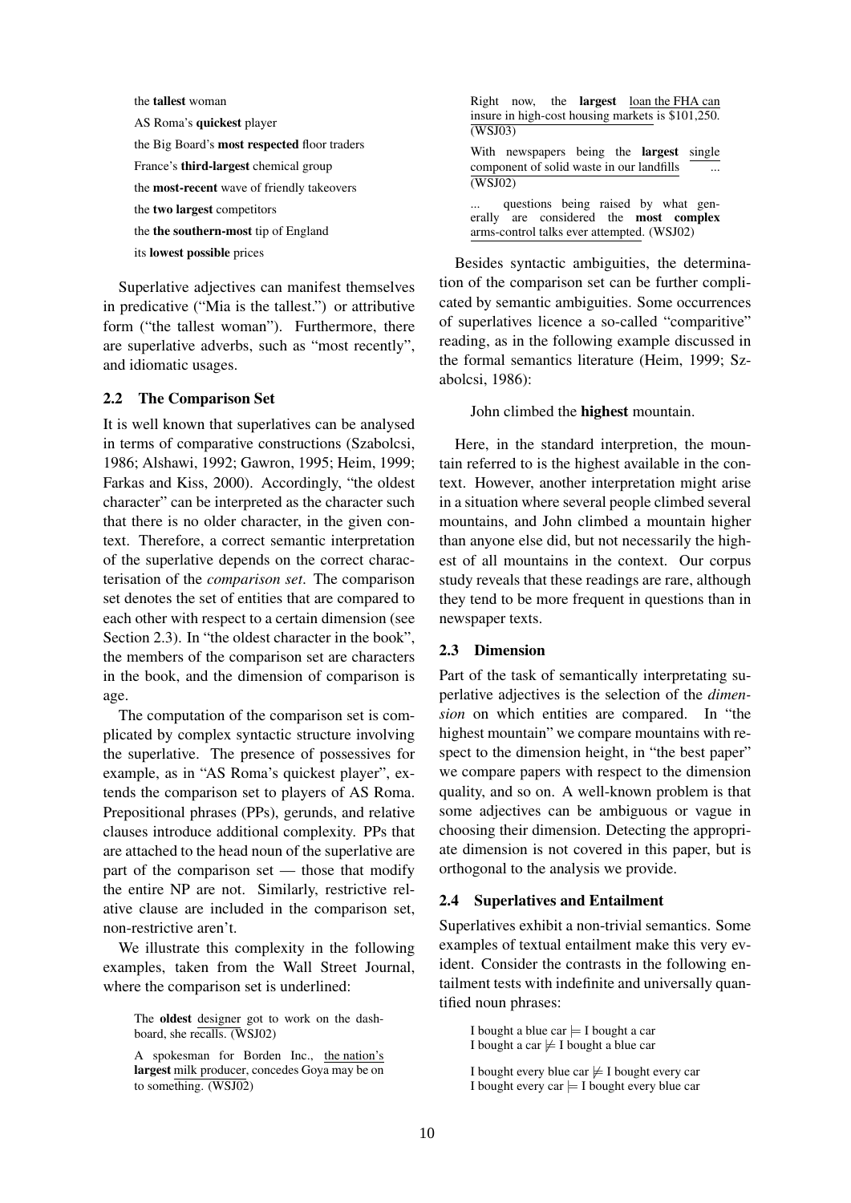the **tallest** woman

AS Roma's **quickest** player

the Big Board's **most respected** floor traders

France's **third-largest** chemical group

the **most-recent** wave of friendly takeovers

the **two largest** competitors

the **the southern-most** tip of England

its **lowest possible** prices

Superlative adjectives can manifest themselves in predicative ("Mia is the tallest.") or attributive form ("the tallest woman"). Furthermore, there are superlative adverbs, such as "most recently", and idiomatic usages.

### 2.2 The Comparison Set

It is well known that superlatives can be analysed in terms of comparative constructions (Szabolcsi, 1986; Alshawi, 1992; Gawron, 1995; Heim, 1999; Farkas and Kiss, 2000). Accordingly, "the oldest character" can be interpreted as the character such that there is no older character, in the given context. Therefore, a correct semantic interpretation of the superlative depends on the correct characterisation of the *comparison set*. The comparison set denotes the set of entities that are compared to each other with respect to a certain dimension (see Section 2.3). In "the oldest character in the book", the members of the comparison set are characters in the book, and the dimension of comparison is age.

The computation of the comparison set is complicated by complex syntactic structure involving the superlative. The presence of possessives for example, as in "AS Roma's quickest player", extends the comparison set to players of AS Roma. Prepositional phrases (PPs), gerunds, and relative clauses introduce additional complexity. PPs that are attached to the head noun of the superlative are part of the comparison set — those that modify the entire NP are not. Similarly, restrictive relative clause are included in the comparison set, non-restrictive aren't.

We illustrate this complexity in the following examples, taken from the Wall Street Journal, where the comparison set is underlined:

> The **oldest** <u>designer</u> got to work on the dashboard, she <u>recalls</u>. (WSJ02)

> A spokesman for Borden Inc., <u>the nation's</u> **largest** <u>milk producer</u>, concedes Goya may be on to something. (WSJ02)

> Right now, the **largest** <u>loan the FHA can insure in high-cost housing markets</u> is \$101,250. (WSJ03)

> With newspapers being the **largest** <u>single component of solid waste in our landfills</u> ... (WSJ02)

> ... questions being raised by what generally are considered the **most complex** <u>arms-control talks ever attempted</u>. (WSJ02)

Besides syntactic ambiguities, the determination of the comparison set can be further complicated by semantic ambiguities. Some occurrences of superlatives licence a so-called "comparitive" reading, as in the following example discussed in the formal semantics literature (Heim, 1999; Szabolcsi, 1986):

> John climbed the **highest** mountain.

Here, in the standard interpretion, the mountain referred to is the highest available in the context. However, another interpretation might arise in a situation where several people climbed several mountains, and John climbed a mountain higher than anyone else did, but not necessarily the highest of all mountains in the context. Our corpus study reveals that these readings are rare, although they tend to be more frequent in questions than in newspaper texts.

### 2.3 Dimension

Part of the task of semantically interpretating superlative adjectives is the selection of the *dimension* on which entities are compared. In "the highest mountain" we compare mountains with respect to the dimension height, in "the best paper" we compare papers with respect to the dimension quality, and so on. A well-known problem is that some adjectives can be ambiguous or vague in choosing their dimension. Detecting the appropriate dimension is not covered in this paper, but is orthogonal to the analysis we provide.

### 2.4 Superlatives and Entailment

Superlatives exhibit a non-trivial semantics. Some examples of textual entailment make this very evident. Consider the contrasts in the following entailment tests with indefinite and universally quantified noun phrases:

> I bought a blue car $\models$ I bought a car
> I bought a car $\not\models$ I bought a blue car

> I bought every blue car $\not\models$ I bought every car
> I bought every car $\models$ I bought every blue car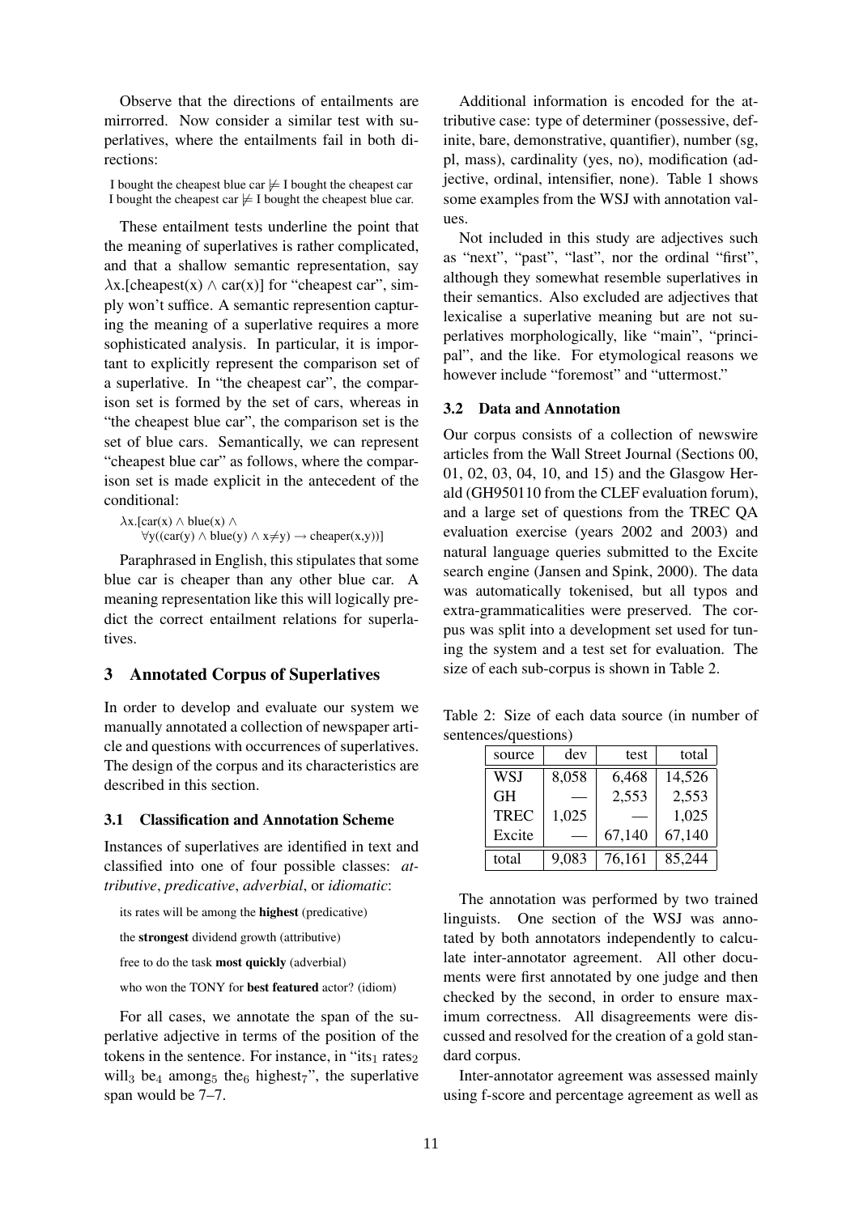Observe that the directions of entailments are mirrored. Now consider a similar test with superlatives, where the entailments fail in both directions:

I bought the cheapest blue car $\not\models$ I bought the cheapest car
I bought the cheapest car $\not\models$ I bought the cheapest blue car.

These entailment tests underline the point that the meaning of superlatives is rather complicated, and that a shallow semantic representation, say $\lambda$x.[cheapest(x) $\wedge$ car(x)] for "cheapest car", simply won't suffice. A semantic represention capturing the meaning of a superlative requires a more sophisticated analysis. In particular, it is important to explicitly represent the comparison set of a superlative. In "the cheapest car", the comparison set is formed by the set of cars, whereas in "the cheapest blue car", the comparison set is the set of blue cars. Semantically, we can represent "cheapest blue car" as follows, where the comparison set is made explicit in the antecedent of the conditional:

$$\lambda x.[car(x) \wedge blue(x) \wedge \forall y((car(y) \wedge blue(y) \wedge x{\neq}y) \rightarrow cheaper(x,y))]$$

Paraphrased in English, this stipulates that some blue car is cheaper than any other blue car. A meaning representation like this will logically predict the correct entailment relations for superlatives.

## 3 Annotated Corpus of Superlatives

In order to develop and evaluate our system we manually annotated a collection of newspaper article and questions with occurrences of superlatives. The design of the corpus and its characteristics are described in this section.

### 3.1 Classification and Annotation Scheme

Instances of superlatives are identified in text and classified into one of four possible classes: *attributive*, *predicative*, *adverbial*, or *idiomatic*:

its rates will be among the **highest** (predicative)

the **strongest** dividend growth (attributive)

free to do the task **most quickly** (adverbial)

who won the TONY for **best featured** actor? (idiom)

For all cases, we annotate the span of the superlative adjective in terms of the position of the tokens in the sentence. For instance, in "its$_1$ rates$_2$ will$_3$ be$_4$ among$_5$ the$_6$ highest$_7$", the superlative span would be 7–7.

Additional information is encoded for the attributive case: type of determiner (possessive, definite, bare, demonstrative, quantifier), number (sg, pl, mass), cardinality (yes, no), modification (adjective, ordinal, intensifier, none). Table 1 shows some examples from the WSJ with annotation values.

Not included in this study are adjectives such as "next", "past", "last", nor the ordinal "first", although they somewhat resemble superlatives in their semantics. Also excluded are adjectives that lexicalise a superlative meaning but are not superlatives morphologically, like "main", "principal", and the like. For etymological reasons we however include "foremost" and "uttermost."

### 3.2 Data and Annotation

Our corpus consists of a collection of newswire articles from the Wall Street Journal (Sections 00, 01, 02, 03, 04, 10, and 15) and the Glasgow Herald (GH950110 from the CLEF evaluation forum), and a large set of questions from the TREC QA evaluation exercise (years 2002 and 2003) and natural language queries submitted to the Excite search engine (Jansen and Spink, 2000). The data was automatically tokenised, but all typos and extra-grammaticalities were preserved. The corpus was split into a development set used for tuning the system and a test set for evaluation. The size of each sub-corpus is shown in Table 2.

Table 2: Size of each data source (in number of sentences/questions)

| source | dev | test | total |
|---|---|---|---|
| WSJ | 8,058 | 6,468 | 14,526 |
| GH | — | 2,553 | 2,553 |
| TREC | 1,025 | — | 1,025 |
| Excite | — | 67,140 | 67,140 |
| total | 9,083 | 76,161 | 85,244 |

The annotation was performed by two trained linguists. One section of the WSJ was annotated by both annotators independently to calculate inter-annotator agreement. All other documents were first annotated by one judge and then checked by the second, in order to ensure maximum correctness. All disagreements were discussed and resolved for the creation of a gold standard corpus.

Inter-annotator agreement was assessed mainly using f-score and percentage agreement as well as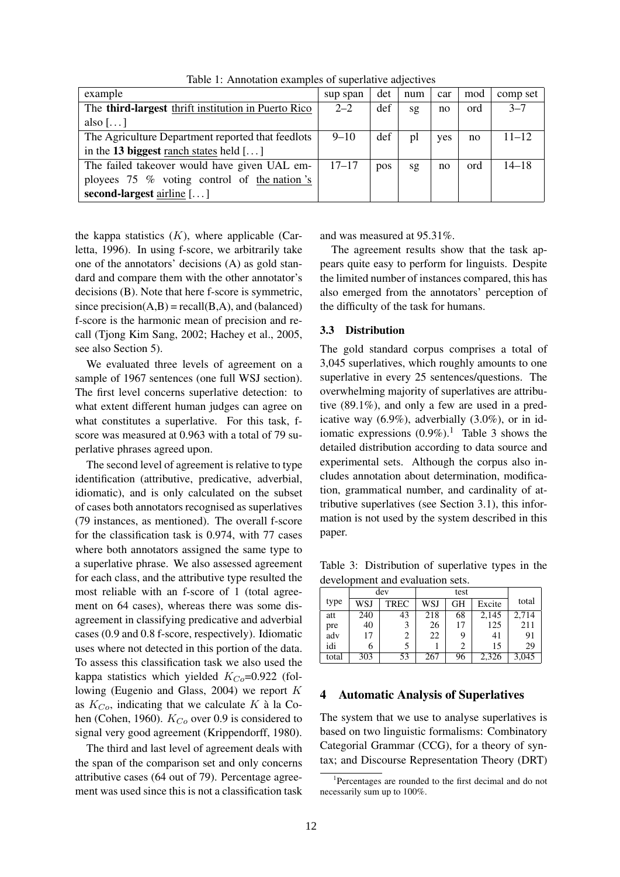Table 1: Annotation examples of superlative adjectives

| example | sup span | det | num | car | mod | comp set |
|---|---|---|---|---|---|---|
| The **third-largest** thrift institution in Puerto Rico also [. . . ] | 2–2 | def | sg | no | ord | 3–7 |
| The Agriculture Department reported that feedlots in the **13 biggest** ranch states held [. . . ] | 9–10 | def | pl | yes | no | 11–12 |
| The failed takeover would have given UAL employees 75 % voting control of the nation 's **second-largest** airline [. . . ] | 17–17 | pos | sg | no | ord | 14–18 |

the kappa statistics ($K$), where applicable (Carletta, 1996). In using f-score, we arbitrarily take one of the annotators' decisions (A) as gold standard and compare them with the other annotator's decisions (B). Note that here f-score is symmetric, since precision(A,B) = recall(B,A), and (balanced) f-score is the harmonic mean of precision and recall (Tjong Kim Sang, 2002; Hachey et al., 2005, see also Section 5).

We evaluated three levels of agreement on a sample of 1967 sentences (one full WSJ section). The first level concerns superlative detection: to what extent different human judges can agree on what constitutes a superlative. For this task, f-score was measured at 0.963 with a total of 79 superlative phrases agreed upon.

The second level of agreement is relative to type identification (attributive, predicative, adverbial, idiomatic), and is only calculated on the subset of cases both annotators recognised as superlatives (79 instances, as mentioned). The overall f-score for the classification task is 0.974, with 77 cases where both annotators assigned the same type to a superlative phrase. We also assessed agreement for each class, and the attributive type resulted the most reliable with an f-score of 1 (total agreement on 64 cases), whereas there was some disagreement in classifying predicative and adverbial cases (0.9 and 0.8 f-score, respectively). Idiomatic uses where not detected in this portion of the data. To assess this classification task we also used the kappa statistics which yielded $K_{Co}$=0.922 (following (Eugenio and Glass, 2004) we report $K$ as $K_{Co}$, indicating that we calculate $K$ à la Cohen (Cohen, 1960). $K_{Co}$ over 0.9 is considered to signal very good agreement (Krippendorff, 1980).

The third and last level of agreement deals with the span of the comparison set and only concerns attributive cases (64 out of 79). Percentage agreement was used since this is not a classification task and was measured at 95.31%.

The agreement results show that the task appears quite easy to perform for linguists. Despite the limited number of instances compared, this has also emerged from the annotators' perception of the difficulty of the task for humans.

### 3.3 Distribution

The gold standard corpus comprises a total of 3,045 superlatives, which roughly amounts to one superlative in every 25 sentences/questions. The overwhelming majority of superlatives are attributive (89.1%), and only a few are used in a predicative way (6.9%), adverbially (3.0%), or in idiomatic expressions (0.9%).[1] Table 3 shows the detailed distribution according to data source and experimental sets. Although the corpus also includes annotation about determination, modification, grammatical number, and cardinality of attributive superlatives (see Section 3.1), this information is not used by the system described in this paper.

Table 3: Distribution of superlative types in the development and evaluation sets.

| type | dev | | test | | | total |
|---|---|---|---|---|---|---|
| | WSJ | TREC | WSJ | GH | Excite | |
| att | 240 | 43 | 218 | 68 | 2,145 | 2,714 |
| pre | 40 | 3 | 26 | 17 | 125 | 211 |
| adv | 17 | 2 | 22 | 9 | 41 | 91 |
| idi | 6 | 5 | 1 | 2 | 15 | 29 |
| total | 303 | 53 | 267 | 96 | 2,326 | 3,045 |

## 4 Automatic Analysis of Superlatives

The system that we use to analyse superlatives is based on two linguistic formalisms: Combinatory Categorial Grammar (CCG), for a theory of syntax; and Discourse Representation Theory (DRT)

[1] Percentages are rounded to the first decimal and do not necessarily sum up to 100%.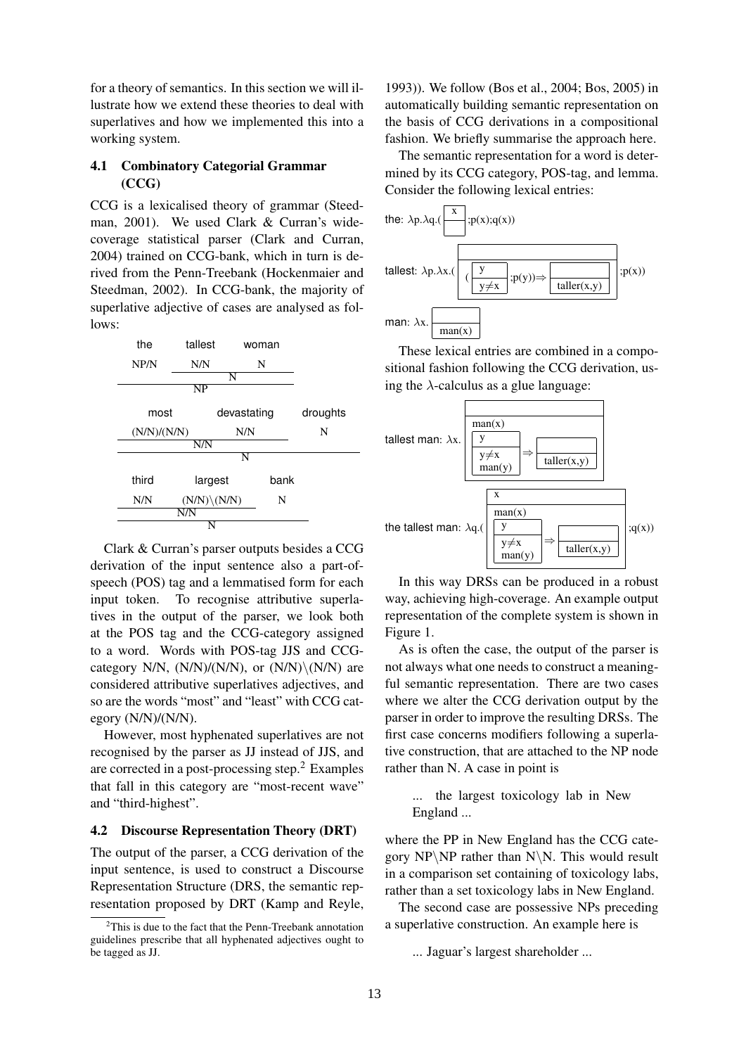for a theory of semantics. In this section we will illustrate how we extend these theories to deal with superlatives and how we implemented this into a working system.

### 4.1 Combinatory Categorial Grammar (CCG)

CCG is a lexicalised theory of grammar (Steedman, 2001). We used Clark & Curran's wide-coverage statistical parser (Clark and Curran, 2004) trained on CCG-bank, which in turn is derived from the Penn-Treebank (Hockenmaier and Steedman, 2002). In CCG-bank, the majority of superlative adjective of cases are analysed as follows:

```
the      tallest    woman
NP/N     N/N        N
         -------------
               N
-----------------------
          NP

most          devastating    droughts
(N/N)/(N/N)   N/N            N
---------------------------
        N/N
-----------------------------------------
                  N

third    largest       bank
N/N      (N/N)\(N/N)
-----------------------
        N/N                N
-----------------------------------
              N
```

Clark & Curran's parser outputs besides a CCG derivation of the input sentence also a part-of-speech (POS) tag and a lemmatised form for each input token. To recognise attributive superlatives in the output of the parser, we look both at the POS tag and the CCG-category assigned to a word. Words with POS-tag JJS and CCG-category N/N, (N/N)/(N/N), or (N/N)\(N/N) are considered attributive superlatives adjectives, and so are the words "most" and "least" with CCG category (N/N)/(N/N).

However, most hyphenated superlatives are not recognised by the parser as JJ instead of JJS, and are corrected in a post-processing step.[2] Examples that fall in this category are "most-recent wave" and "third-highest".

### 4.2 Discourse Representation Theory (DRT)

The output of the parser, a CCG derivation of the input sentence, is used to construct a Discourse Representation Structure (DRS, the semantic representation proposed by DRT (Kamp and Reyle, 1993)). We follow (Bos et al., 2004; Bos, 2005) in automatically building semantic representation on the basis of CCG derivations in a compositional fashion. We briefly summarise the approach here.

The semantic representation for a word is determined by its CCG category, POS-tag, and lemma. Consider the following lexical entries:

the: $\lambda p.\lambda q.($ [x | ] $;p(x);q(x))$

tallest: $\lambda p.\lambda x.($ [ | ( [y | y≠x] ;p(y)) ⇒ [ | taller(x,y)] ] $;p(x))$

man: $\lambda x.$ [ | man(x)]

These lexical entries are combined in a compositional fashion following the CCG derivation, using the $\lambda$-calculus as a glue language:

tallest man: $\lambda x.$ [ | man(x), [y | y≠x, man(y)] ⇒ [ | taller(x,y)] ]

the tallest man: $\lambda q.($ [x | man(x), [y | y≠x, man(y)] ⇒ [ | taller(x,y)] ] $;q(x))$

In this way DRSs can be produced in a robust way, achieving high-coverage. An example output representation of the complete system is shown in Figure 1.

As is often the case, the output of the parser is not always what one needs to construct a meaningful semantic representation. There are two cases where we alter the CCG derivation output by the parser in order to improve the resulting DRSs. The first case concerns modifiers following a superlative construction, that are attached to the NP node rather than N. A case in point is

> ... the largest toxicology lab in New England ...

where the PP in New England has the CCG category NP\NP rather than N\N. This would result in a comparison set containing of toxicology labs, rather than a set toxicology labs in New England.

The second case are possessive NPs preceding a superlative construction. An example here is

> ... Jaguar's largest shareholder ...

[2] This is due to the fact that the Penn-Treebank annotation guidelines prescribe that all hyphenated adjectives ought to be tagged as JJ.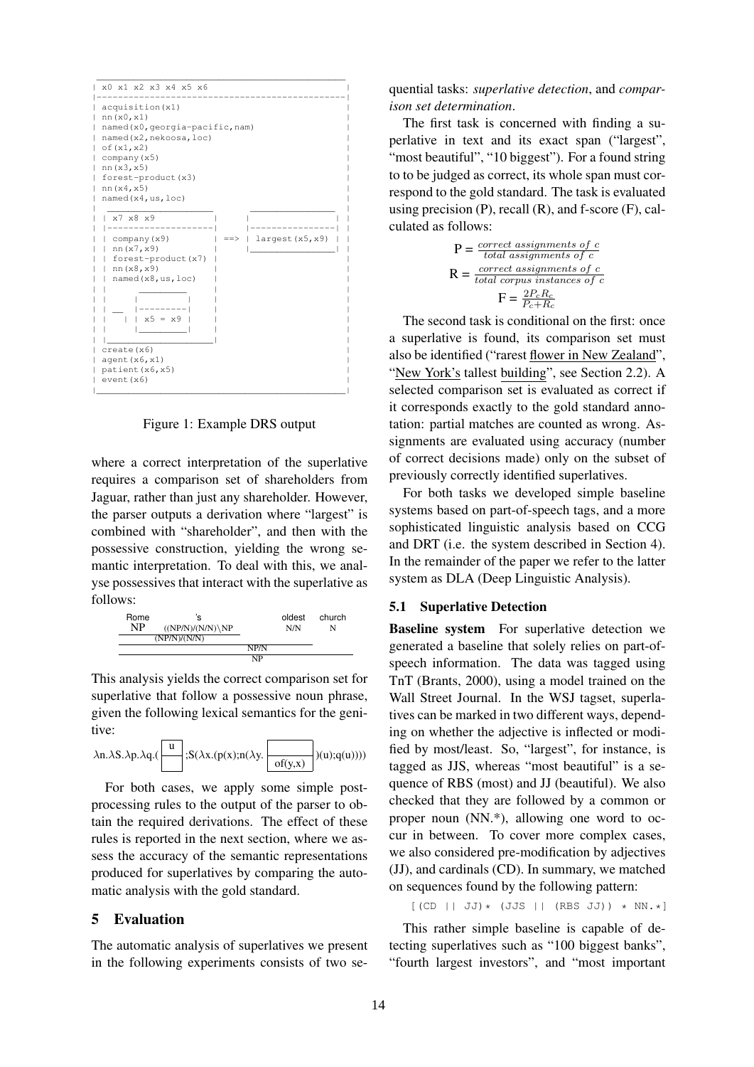```
 _______________________________________________
| x0 x1 x2 x3 x4 x5 x6                          |
|-----------------------------------------------|
| acquisition(x1)                               |
| nn(x0,x1)                                     |
| named(x0,georgia-pacific,nam)                 |
| named(x2,nekoosa,loc)                         |
| of(x1,x2)                                     |
| company(x5)                                   |
| nn(x3,x5)                                     |
| forest-product(x3)                            |
| nn(x4,x5)                                     |
| named(x4,us,loc)                              |
|  ___________________      _______________     |
| | x7 x8 x9          |    |               |    |
| |-------------------|    |---------------|    |
| | company(x9)       | ==> | largest(x5,x9) |  |
| | nn(x7,x9)         |    |_______________|    |
| | forest-product(x7)|                         |
| | nn(x8,x9)         |                         |
| | named(x8,us,loc)  |                         |
| |      _________    |                         |
| |     |         |   |                         |
| | __  |---------|   |                         |
| |   | | x5 = x9 |   |                         |
| |     |_________|   |                         |
| |___________________|                         |
| create(x6)                                    |
| agent(x6,x1)                                  |
| patient(x6,x5)                                |
| event(x6)                                     |
|_______________________________________________|
```

Figure 1: Example DRS output

where a correct interpretation of the superlative requires a comparison set of shareholders from Jaguar, rather than just any shareholder. However, the parser outputs a derivation where "largest" is combined with "shareholder", and then with the possessive construction, yielding the wrong semantic interpretation. To deal with this, we analyse possessives that interact with the superlative as follows:

```
Rome     's                oldest   church
NP    ((NP/N)/(N/N))\NP     N/N       N
      (NP/N)/(N/N)
                  NP/N
                             NP
```

This analysis yields the correct comparison set for superlative that follow a possessive noun phrase, given the following lexical semantics for the genitive:

$$\lambda n.\lambda S.\lambda p.\lambda q.(\boxed{\begin{array}{c} u \\ \hline \end{array}};S(\lambda x.(p(x);n(\lambda y.\boxed{\begin{array}{c} \\ \hline of(y,x) \end{array}})(u);q(u))))$$

For both cases, we apply some simple post-processing rules to the output of the parser to obtain the required derivations. The effect of these rules is reported in the next section, where we assess the accuracy of the semantic representations produced for superlatives by comparing the automatic analysis with the gold standard.

## 5 Evaluation

The automatic analysis of superlatives we present in the following experiments consists of two sequential tasks: *superlative detection*, and *comparison set determination*.

The first task is concerned with finding a superlative in text and its exact span ("largest", "most beautiful", "10 biggest"). For a found string to to be judged as correct, its whole span must correspond to the gold standard. The task is evaluated using precision (P), recall (R), and f-score (F), calculated as follows:

$$P = \frac{correct\ assignments\ of\ c}{total\ assignments\ of\ c}$$

$$R = \frac{correct\ assignments\ of\ c}{total\ corpus\ instances\ of\ c}$$

$$F = \frac{2P_c R_c}{P_c + R_c}$$

The second task is conditional on the first: once a superlative is found, its comparison set must also be identified ("rarest flower in New Zealand", "New York's tallest building", see Section 2.2). A selected comparison set is evaluated as correct if it corresponds exactly to the gold standard annotation: partial matches are counted as wrong. Assignments are evaluated using accuracy (number of correct decisions made) only on the subset of previously correctly identified superlatives.

For both tasks we developed simple baseline systems based on part-of-speech tags, and a more sophisticated linguistic analysis based on CCG and DRT (i.e. the system described in Section 4). In the remainder of the paper we refer to the latter system as DLA (Deep Linguistic Analysis).

### 5.1 Superlative Detection

**Baseline system** For superlative detection we generated a baseline that solely relies on part-of-speech information. The data was tagged using TnT (Brants, 2000), using a model trained on the Wall Street Journal. In the WSJ tagset, superlatives can be marked in two different ways, depending on whether the adjective is inflected or modified by most/least. So, "largest", for instance, is tagged as JJS, whereas "most beautiful" is a sequence of RBS (most) and JJ (beautiful). We also checked that they are followed by a common or proper noun (NN.*), allowing one word to occur in between. To cover more complex cases, we also considered pre-modification by adjectives (JJ), and cardinals (CD). In summary, we matched on sequences found by the following pattern:

```
[(CD || JJ)* (JJS || (RBS JJ)) * NN.*]
```

This rather simple baseline is capable of detecting superlatives such as "100 biggest banks", "fourth largest investors", and "most important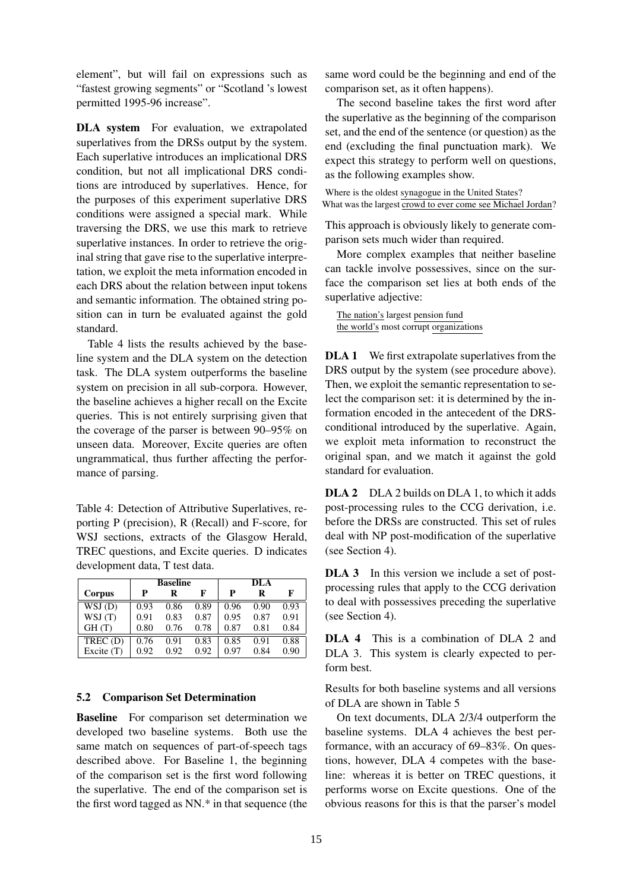element", but will fail on expressions such as "fastest growing segments" or "Scotland 's lowest permitted 1995-96 increase".

**DLA system** For evaluation, we extrapolated superlatives from the DRSs output by the system. Each superlative introduces an implicational DRS condition, but not all implicational DRS conditions are introduced by superlatives. Hence, for the purposes of this experiment superlative DRS conditions were assigned a special mark. While traversing the DRS, we use this mark to retrieve superlative instances. In order to retrieve the original string that gave rise to the superlative interpretation, we exploit the meta information encoded in each DRS about the relation between input tokens and semantic information. The obtained string position can in turn be evaluated against the gold standard.

Table 4 lists the results achieved by the baseline system and the DLA system on the detection task. The DLA system outperforms the baseline system on precision in all sub-corpora. However, the baseline achieves a higher recall on the Excite queries. This is not entirely surprising given that the coverage of the parser is between 90–95% on unseen data. Moreover, Excite queries are often ungrammatical, thus further affecting the performance of parsing.

Table 4: Detection of Attributive Superlatives, reporting P (precision), R (Recall) and F-score, for WSJ sections, extracts of the Glasgow Herald, TREC questions, and Excite queries. D indicates development data, T test data.

| | Baseline | | | DLA | | |
|---|---|---|---|---|---|---|
| Corpus | P | R | F | P | R | F |
| WSJ (D) | 0.93 | 0.86 | 0.89 | 0.96 | 0.90 | 0.93 |
| WSJ (T) | 0.91 | 0.83 | 0.87 | 0.95 | 0.87 | 0.91 |
| GH (T) | 0.80 | 0.76 | 0.78 | 0.87 | 0.81 | 0.84 |
| TREC (D) | 0.76 | 0.91 | 0.83 | 0.85 | 0.91 | 0.88 |
| Excite (T) | 0.92 | 0.92 | 0.92 | 0.97 | 0.84 | 0.90 |

### 5.2 Comparison Set Determination

**Baseline** For comparison set determination we developed two baseline systems. Both use the same match on sequences of part-of-speech tags described above. For Baseline 1, the beginning of the comparison set is the first word following the superlative. The end of the comparison set is the first word tagged as NN.* in that sequence (the same word could be the beginning and end of the comparison set, as it often happens).

The second baseline takes the first word after the superlative as the beginning of the comparison set, and the end of the sentence (or question) as the end (excluding the final punctuation mark). We expect this strategy to perform well on questions, as the following examples show.

Where is the oldest synagogue in the United States?
What was the largest crowd to ever come see Michael Jordan?

This approach is obviously likely to generate comparison sets much wider than required.

More complex examples that neither baseline can tackle involve possessives, since on the surface the comparison set lies at both ends of the superlative adjective:

The nation's largest pension fund
the world's most corrupt organizations

**DLA 1** We first extrapolate superlatives from the DRS output by the system (see procedure above). Then, we exploit the semantic representation to select the comparison set: it is determined by the information encoded in the antecedent of the DRS-conditional introduced by the superlative. Again, we exploit meta information to reconstruct the original span, and we match it against the gold standard for evaluation.

**DLA 2** DLA 2 builds on DLA 1, to which it adds post-processing rules to the CCG derivation, i.e. before the DRSs are constructed. This set of rules deal with NP post-modification of the superlative (see Section 4).

**DLA 3** In this version we include a set of post-processing rules that apply to the CCG derivation to deal with possessives preceding the superlative (see Section 4).

**DLA 4** This is a combination of DLA 2 and DLA 3. This system is clearly expected to perform best.

Results for both baseline systems and all versions of DLA are shown in Table 5

On text documents, DLA 2/3/4 outperform the baseline systems. DLA 4 achieves the best performance, with an accuracy of 69–83%. On questions, however, DLA 4 competes with the baseline: whereas it is better on TREC questions, it performs worse on Excite questions. One of the obvious reasons for this is that the parser's model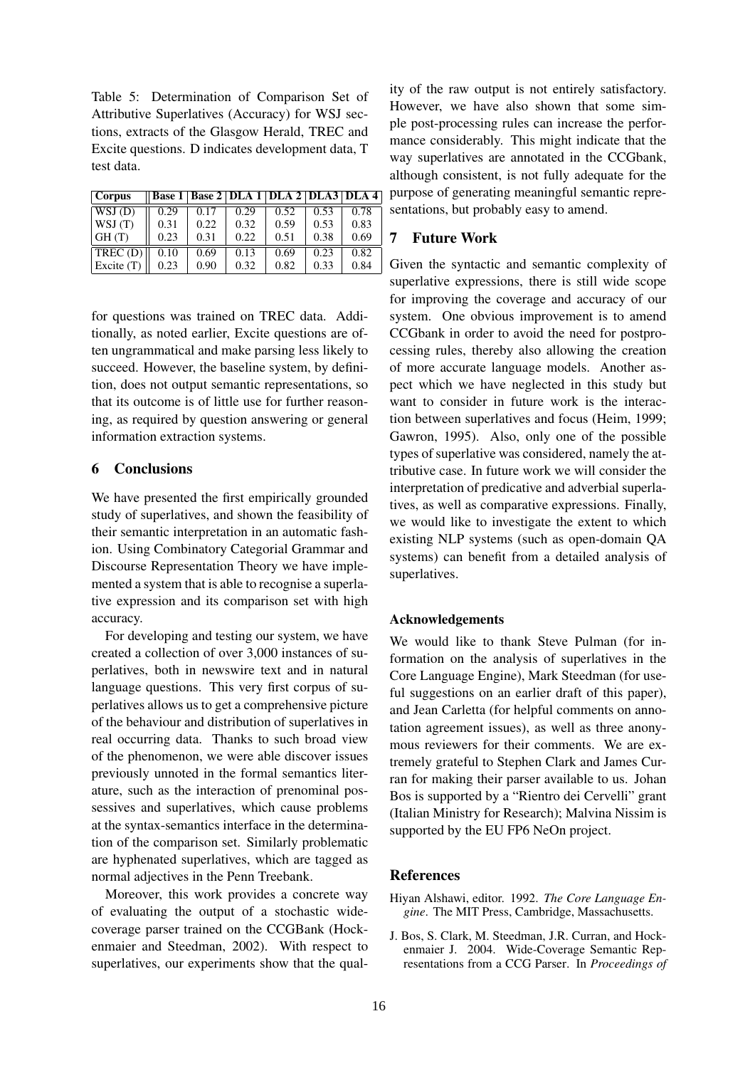Table 5: Determination of Comparison Set of Attributive Superlatives (Accuracy) for WSJ sections, extracts of the Glasgow Herald, TREC and Excite questions. D indicates development data, T test data.

| Corpus | Base 1 | Base 2 | DLA 1 | DLA 2 | DLA3 | DLA 4 |
|---|---|---|---|---|---|---|
| WSJ (D) | 0.29 | 0.17 | 0.29 | 0.52 | 0.53 | 0.78 |
| WSJ (T) | 0.31 | 0.22 | 0.32 | 0.59 | 0.53 | 0.83 |
| GH (T) | 0.23 | 0.31 | 0.22 | 0.51 | 0.38 | 0.69 |
| TREC (D) | 0.10 | 0.69 | 0.13 | 0.69 | 0.23 | 0.82 |
| Excite (T) | 0.23 | 0.90 | 0.32 | 0.82 | 0.33 | 0.84 |

for questions was trained on TREC data. Additionally, as noted earlier, Excite questions are often ungrammatical and make parsing less likely to succeed. However, the baseline system, by definition, does not output semantic representations, so that its outcome is of little use for further reasoning, as required by question answering or general information extraction systems.

## 6 Conclusions

We have presented the first empirically grounded study of superlatives, and shown the feasibility of their semantic interpretation in an automatic fashion. Using Combinatory Categorial Grammar and Discourse Representation Theory we have implemented a system that is able to recognise a superlative expression and its comparison set with high accuracy.

For developing and testing our system, we have created a collection of over 3,000 instances of superlatives, both in newswire text and in natural language questions. This very first corpus of superlatives allows us to get a comprehensive picture of the behaviour and distribution of superlatives in real occurring data. Thanks to such broad view of the phenomenon, we were able discover issues previously unnoted in the formal semantics literature, such as the interaction of prenominal possessives and superlatives, which cause problems at the syntax-semantics interface in the determination of the comparison set. Similarly problematic are hyphenated superlatives, which are tagged as normal adjectives in the Penn Treebank.

Moreover, this work provides a concrete way of evaluating the output of a stochastic wide-coverage parser trained on the CCGBank (Hockenmaier and Steedman, 2002). With respect to superlatives, our experiments show that the quality of the raw output is not entirely satisfactory. However, we have also shown that some simple post-processing rules can increase the performance considerably. This might indicate that the way superlatives are annotated in the CCGbank, although consistent, is not fully adequate for the purpose of generating meaningful semantic representations, but probably easy to amend.

## 7 Future Work

Given the syntactic and semantic complexity of superlative expressions, there is still wide scope for improving the coverage and accuracy of our system. One obvious improvement is to amend CCGbank in order to avoid the need for postprocessing rules, thereby also allowing the creation of more accurate language models. Another aspect which we have neglected in this study but want to consider in future work is the interaction between superlatives and focus (Heim, 1999; Gawron, 1995). Also, only one of the possible types of superlative was considered, namely the attributive case. In future work we will consider the interpretation of predicative and adverbial superlatives, as well as comparative expressions. Finally, we would like to investigate the extent to which existing NLP systems (such as open-domain QA systems) can benefit from a detailed analysis of superlatives.

### Acknowledgements

We would like to thank Steve Pulman (for information on the analysis of superlatives in the Core Language Engine), Mark Steedman (for useful suggestions on an earlier draft of this paper), and Jean Carletta (for helpful comments on annotation agreement issues), as well as three anonymous reviewers for their comments. We are extremely grateful to Stephen Clark and James Curran for making their parser available to us. Johan Bos is supported by a "Rientro dei Cervelli" grant (Italian Ministry for Research); Malvina Nissim is supported by the EU FP6 NeOn project.

## References

Hiyan Alshawi, editor. 1992. *The Core Language Engine*. The MIT Press, Cambridge, Massachusetts.

J. Bos, S. Clark, M. Steedman, J.R. Curran, and Hockenmaier J. 2004. Wide-Coverage Semantic Representations from a CCG Parser. In *Proceedings of*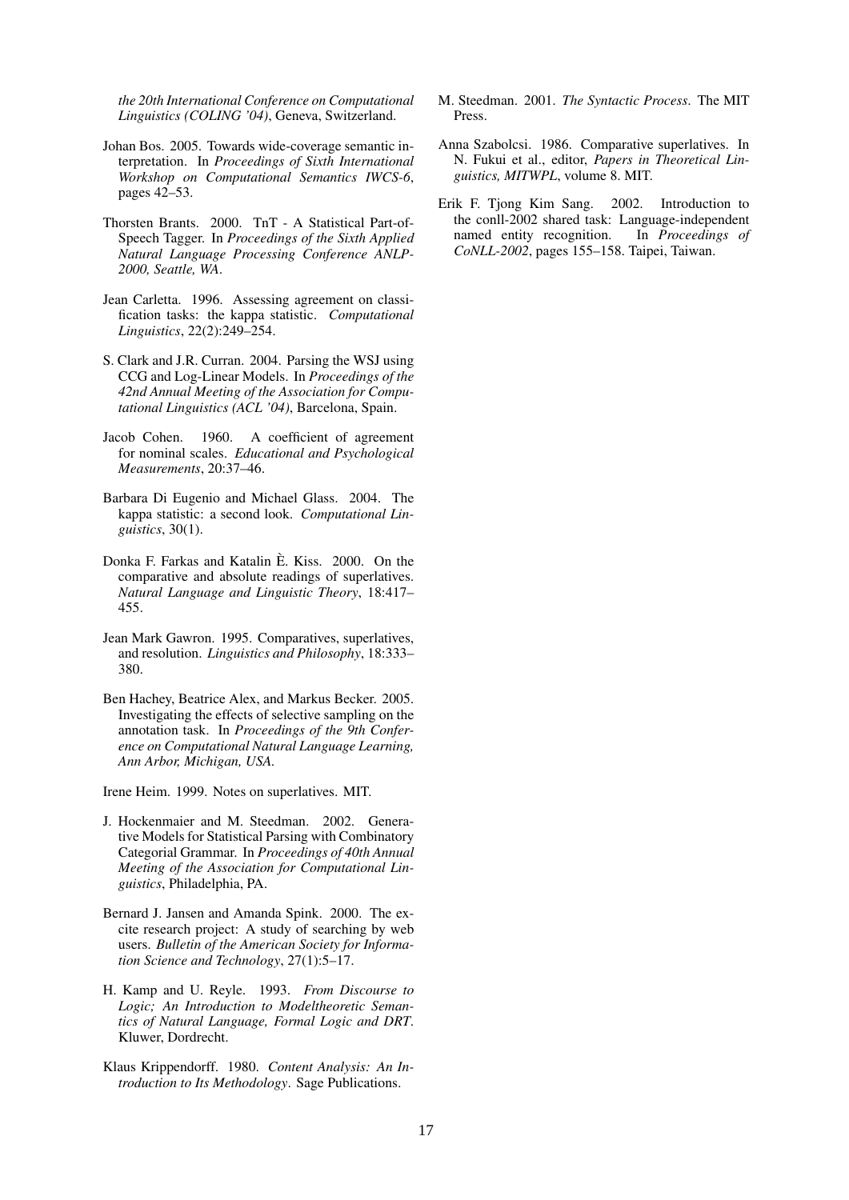*the 20th International Conference on Computational Linguistics (COLING '04)*, Geneva, Switzerland.

Johan Bos. 2005. Towards wide-coverage semantic interpretation. In *Proceedings of Sixth International Workshop on Computational Semantics IWCS-6*, pages 42–53.

Thorsten Brants. 2000. TnT - A Statistical Part-of-Speech Tagger. In *Proceedings of the Sixth Applied Natural Language Processing Conference ANLP-2000, Seattle, WA*.

Jean Carletta. 1996. Assessing agreement on classification tasks: the kappa statistic. *Computational Linguistics*, 22(2):249–254.

S. Clark and J.R. Curran. 2004. Parsing the WSJ using CCG and Log-Linear Models. In *Proceedings of the 42nd Annual Meeting of the Association for Computational Linguistics (ACL '04)*, Barcelona, Spain.

Jacob Cohen. 1960. A coefficient of agreement for nominal scales. *Educational and Psychological Measurements*, 20:37–46.

Barbara Di Eugenio and Michael Glass. 2004. The kappa statistic: a second look. *Computational Linguistics*, 30(1).

Donka F. Farkas and Katalin È. Kiss. 2000. On the comparative and absolute readings of superlatives. *Natural Language and Linguistic Theory*, 18:417–455.

Jean Mark Gawron. 1995. Comparatives, superlatives, and resolution. *Linguistics and Philosophy*, 18:333–380.

Ben Hachey, Beatrice Alex, and Markus Becker. 2005. Investigating the effects of selective sampling on the annotation task. In *Proceedings of the 9th Conference on Computational Natural Language Learning, Ann Arbor, Michigan, USA*.

Irene Heim. 1999. Notes on superlatives. MIT.

J. Hockenmaier and M. Steedman. 2002. Generative Models for Statistical Parsing with Combinatory Categorial Grammar. In *Proceedings of 40th Annual Meeting of the Association for Computational Linguistics*, Philadelphia, PA.

Bernard J. Jansen and Amanda Spink. 2000. The excite research project: A study of searching by web users. *Bulletin of the American Society for Information Science and Technology*, 27(1):5–17.

H. Kamp and U. Reyle. 1993. *From Discourse to Logic; An Introduction to Modeltheoretic Semantics of Natural Language, Formal Logic and DRT*. Kluwer, Dordrecht.

Klaus Krippendorff. 1980. *Content Analysis: An Introduction to Its Methodology*. Sage Publications.

M. Steedman. 2001. *The Syntactic Process*. The MIT Press.

Anna Szabolcsi. 1986. Comparative superlatives. In N. Fukui et al., editor, *Papers in Theoretical Linguistics, MITWPL*, volume 8. MIT.

Erik F. Tjong Kim Sang. 2002. Introduction to the conll-2002 shared task: Language-independent named entity recognition. In *Proceedings of CoNLL-2002*, pages 155–158. Taipei, Taiwan.